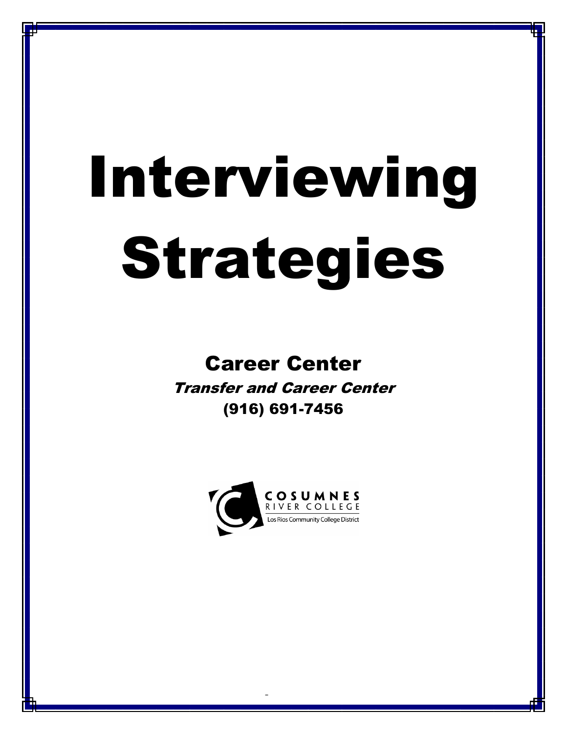# Interviewing Strategies

## Career Center

*Transfer and Career Center*

**(916) 691-7456**

COSUMNES RIVER COLLEGE

Los Rios Community College District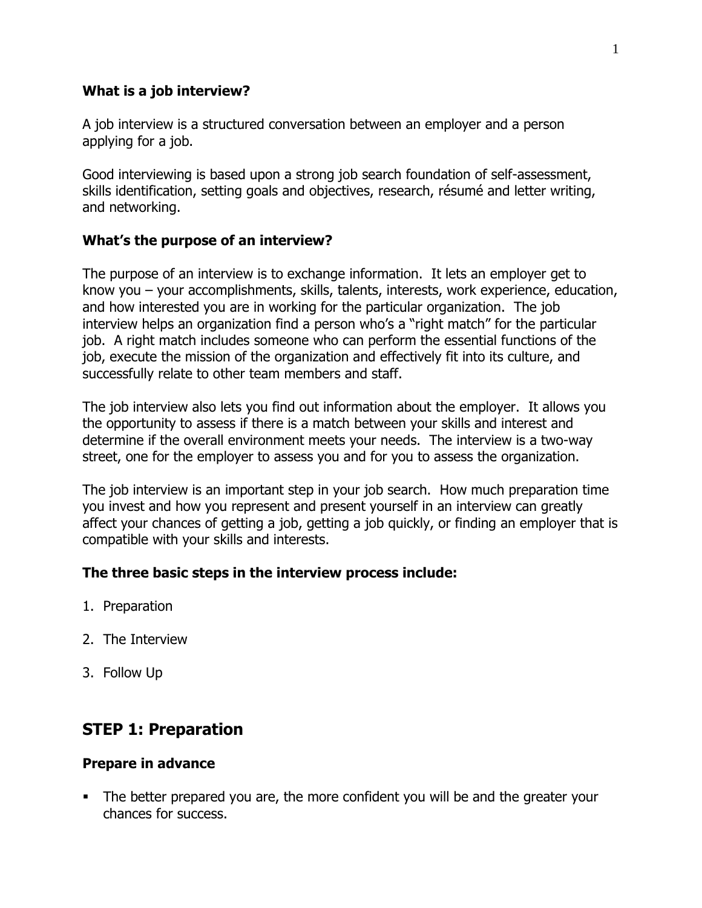### What is a job interview?

A job interview is a structured conversation between an employer and a person applying for a job.

Good interviewing is based upon a strong job search foundation of self-assessment, skills identification, setting goals and objectives, research, résumé and letter writing, and networking.

### What's the purpose of an interview?

The purpose of an interview is to exchange information. It lets an employer get to know you – your accomplishments, skills, talents, interests, work experience, education, and how interested you are in working for the particular organization. The job interview helps an organization find a person who's a "right match" for the particular job. A right match includes someone who can perform the essential functions of the job, execute the mission of the organization and effectively fit into its culture, and successfully relate to other team members and staff.

The job interview also lets you find out information about the employer. It allows you the opportunity to assess if there is a match between your skills and interest and determine if the overall environment meets your needs. The interview is a two-way street, one for the employer to assess you and for you to assess the organization.

The job interview is an important step in your job search. How much preparation time you invest and how you represent and present yourself in an interview can greatly affect your chances of getting a job, getting a job quickly, or finding an employer that is compatible with your skills and interests.

### The three basic steps in the interview process include:

1. Preparation
2. The Interview
3. Follow Up

## STEP 1: Preparation

### Prepare in advance

- The better prepared you are, the more confident you will be and the greater your chances for success.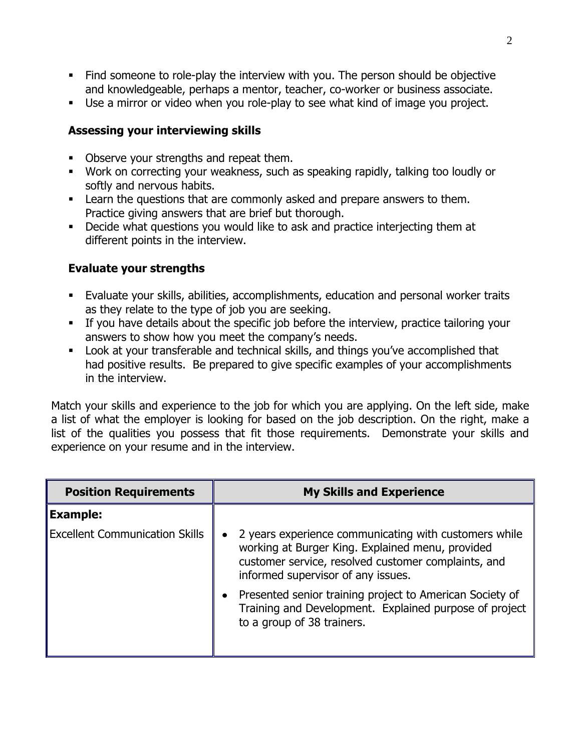- Find someone to role-play the interview with you. The person should be objective and knowledgeable, perhaps a mentor, teacher, co-worker or business associate.
- Use a mirror or video when you role-play to see what kind of image you project.

### Assessing your interviewing skills

- Observe your strengths and repeat them.
- Work on correcting your weakness, such as speaking rapidly, talking too loudly or softly and nervous habits.
- Learn the questions that are commonly asked and prepare answers to them. Practice giving answers that are brief but thorough.
- Decide what questions you would like to ask and practice interjecting them at different points in the interview.

### Evaluate your strengths

- Evaluate your skills, abilities, accomplishments, education and personal worker traits as they relate to the type of job you are seeking.
- If you have details about the specific job before the interview, practice tailoring your answers to show how you meet the company's needs.
- Look at your transferable and technical skills, and things you've accomplished that had positive results. Be prepared to give specific examples of your accomplishments in the interview.

Match your skills and experience to the job for which you are applying. On the left side, make a list of what the employer is looking for based on the job description. On the right, make a list of the qualities you possess that fit those requirements. Demonstrate your skills and experience on your resume and in the interview.

| Position Requirements | My Skills and Experience |
| --- | --- |
| **Example:** | |
| Excellent Communication Skills | • 2 years experience communicating with customers while working at Burger King. Explained menu, provided customer service, resolved customer complaints, and informed supervisor of any issues.<br>• Presented senior training project to American Society of Training and Development. Explained purpose of project to a group of 38 trainers. |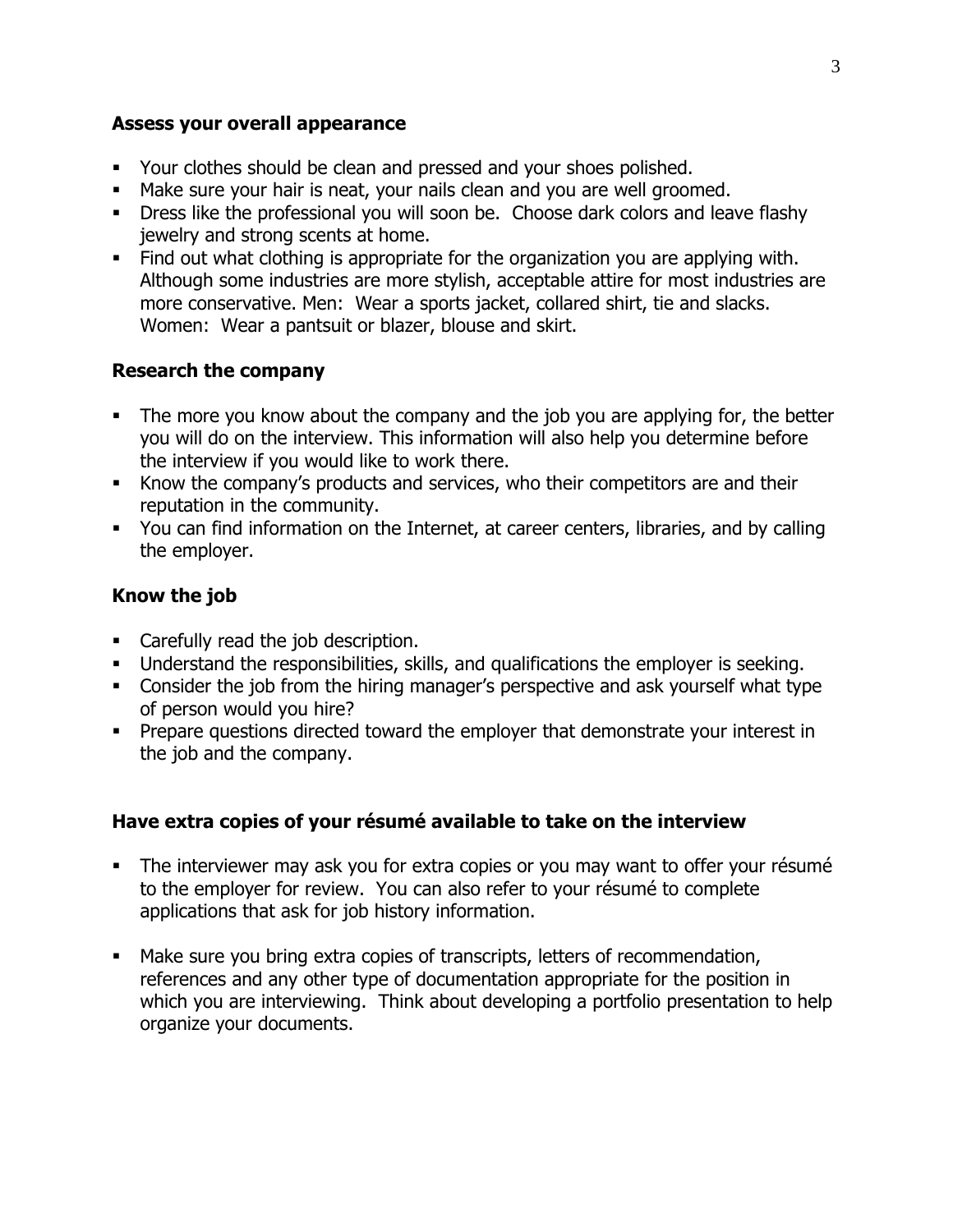### Assess your overall appearance

- Your clothes should be clean and pressed and your shoes polished.
- Make sure your hair is neat, your nails clean and you are well groomed.
- Dress like the professional you will soon be. Choose dark colors and leave flashy jewelry and strong scents at home.
- Find out what clothing is appropriate for the organization you are applying with. Although some industries are more stylish, acceptable attire for most industries are more conservative. Men: Wear a sports jacket, collared shirt, tie and slacks. Women: Wear a pantsuit or blazer, blouse and skirt.

### Research the company

- The more you know about the company and the job you are applying for, the better you will do on the interview. This information will also help you determine before the interview if you would like to work there.
- Know the company's products and services, who their competitors are and their reputation in the community.
- You can find information on the Internet, at career centers, libraries, and by calling the employer.

### Know the job

- Carefully read the job description.
- Understand the responsibilities, skills, and qualifications the employer is seeking.
- Consider the job from the hiring manager's perspective and ask yourself what type of person would you hire?
- Prepare questions directed toward the employer that demonstrate your interest in the job and the company.

### Have extra copies of your résumé available to take on the interview

- The interviewer may ask you for extra copies or you may want to offer your résumé to the employer for review. You can also refer to your résumé to complete applications that ask for job history information.

- Make sure you bring extra copies of transcripts, letters of recommendation, references and any other type of documentation appropriate for the position in which you are interviewing. Think about developing a portfolio presentation to help organize your documents.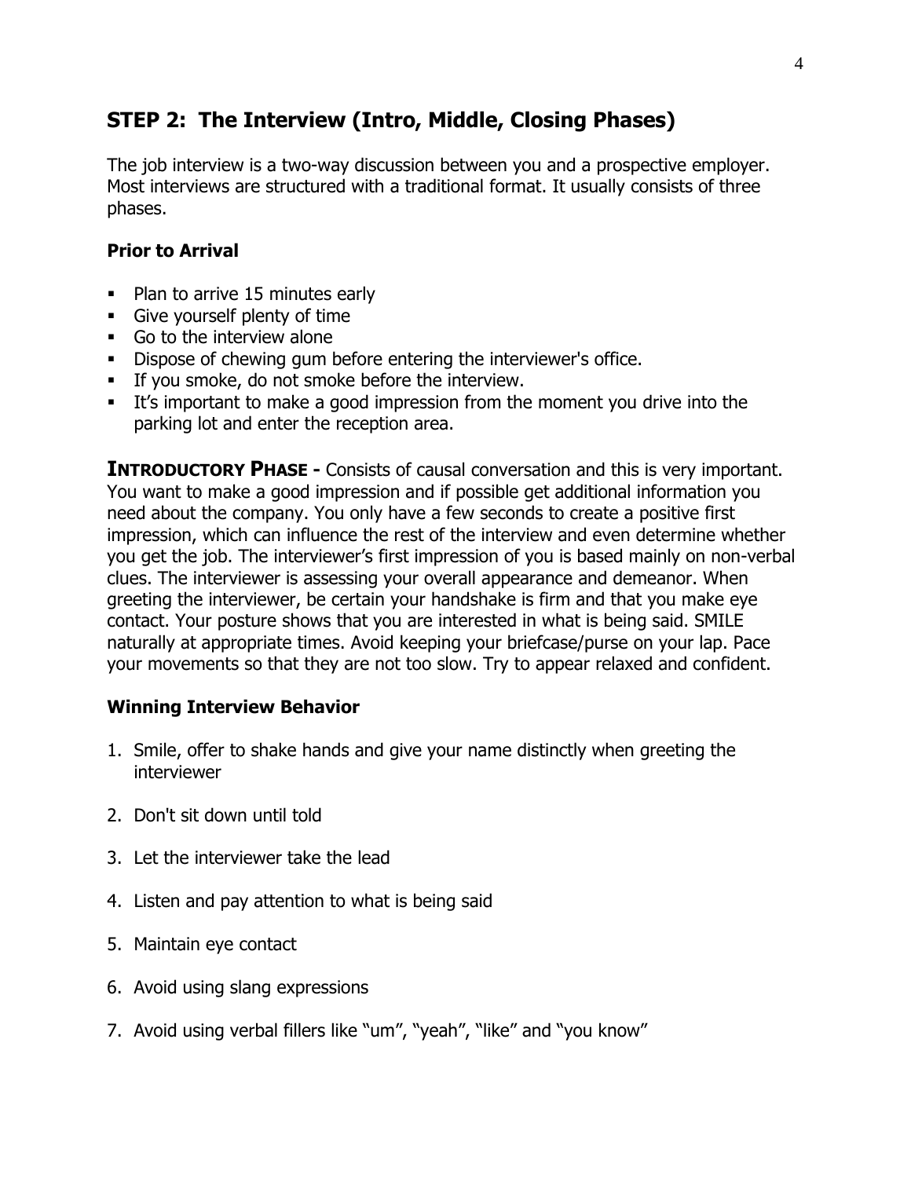## STEP 2: The Interview (Intro, Middle, Closing Phases)

The job interview is a two-way discussion between you and a prospective employer. Most interviews are structured with a traditional format. It usually consists of three phases.

### Prior to Arrival

- Plan to arrive 15 minutes early
- Give yourself plenty of time
- Go to the interview alone
- Dispose of chewing gum before entering the interviewer's office.
- If you smoke, do not smoke before the interview.
- It's important to make a good impression from the moment you drive into the parking lot and enter the reception area.

**INTRODUCTORY PHASE -** Consists of causal conversation and this is very important. You want to make a good impression and if possible get additional information you need about the company. You only have a few seconds to create a positive first impression, which can influence the rest of the interview and even determine whether you get the job. The interviewer's first impression of you is based mainly on non-verbal clues. The interviewer is assessing your overall appearance and demeanor. When greeting the interviewer, be certain your handshake is firm and that you make eye contact. Your posture shows that you are interested in what is being said. SMILE naturally at appropriate times. Avoid keeping your briefcase/purse on your lap. Pace your movements so that they are not too slow. Try to appear relaxed and confident.

### Winning Interview Behavior

1. Smile, offer to shake hands and give your name distinctly when greeting the interviewer

2. Don't sit down until told

3. Let the interviewer take the lead

4. Listen and pay attention to what is being said

5. Maintain eye contact

6. Avoid using slang expressions

7. Avoid using verbal fillers like "um", "yeah", "like" and "you know"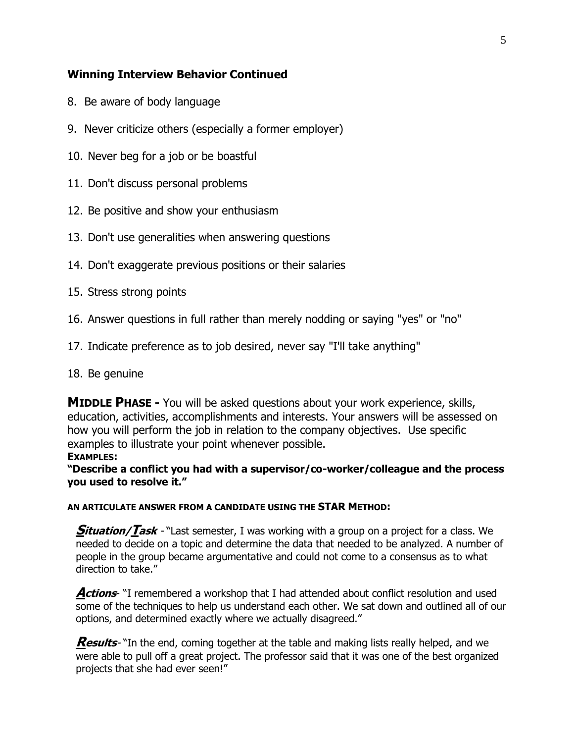## Winning Interview Behavior Continued

8. Be aware of body language
9. Never criticize others (especially a former employer)
10. Never beg for a job or be boastful
11. Don't discuss personal problems
12. Be positive and show your enthusiasm
13. Don't use generalities when answering questions
14. Don't exaggerate previous positions or their salaries
15. Stress strong points
16. Answer questions in full rather than merely nodding or saying "yes" or "no"
17. Indicate preference as to job desired, never say "I'll take anything"
18. Be genuine

**MIDDLE PHASE -** You will be asked questions about your work experience, skills, education, activities, accomplishments and interests. Your answers will be assessed on how you will perform the job in relation to the company objectives. Use specific examples to illustrate your point whenever possible.

**EXAMPLES:**

**"Describe a conflict you had with a supervisor/co-worker/colleague and the process you used to resolve it."**

**AN ARTICULATE ANSWER FROM A CANDIDATE USING THE STAR METHOD:**

***Situation/Task*** - "Last semester, I was working with a group on a project for a class. We needed to decide on a topic and determine the data that needed to be analyzed. A number of people in the group became argumentative and could not come to a consensus as to what direction to take."

***Actions*** - "I remembered a workshop that I had attended about conflict resolution and used some of the techniques to help us understand each other. We sat down and outlined all of our options, and determined exactly where we actually disagreed."

***Results*** - "In the end, coming together at the table and making lists really helped, and we were able to pull off a great project. The professor said that it was one of the best organized projects that she had ever seen!"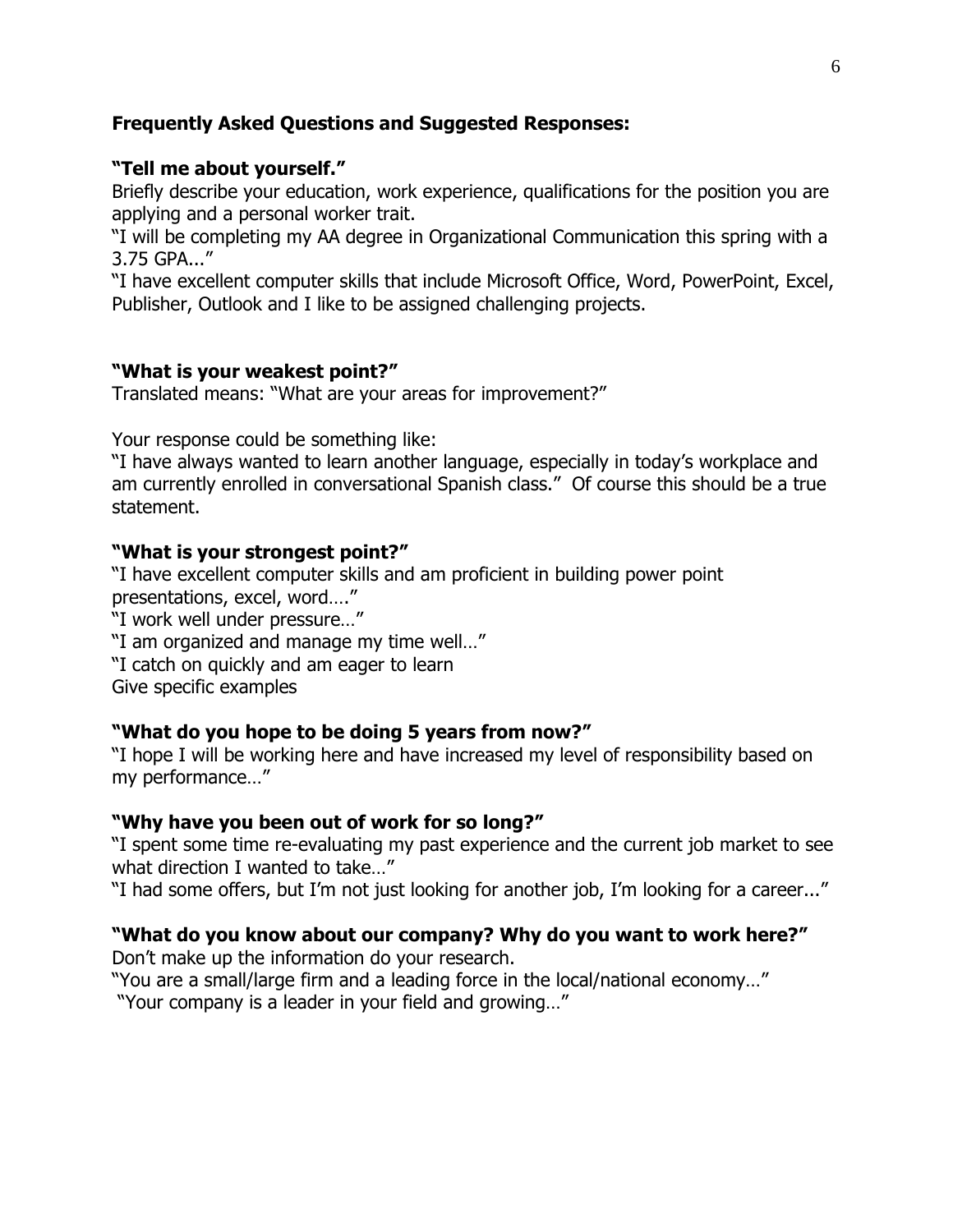**Frequently Asked Questions and Suggested Responses:**

**"Tell me about yourself."**

Briefly describe your education, work experience, qualifications for the position you are applying and a personal worker trait.

"I will be completing my AA degree in Organizational Communication this spring with a 3.75 GPA..."

"I have excellent computer skills that include Microsoft Office, Word, PowerPoint, Excel, Publisher, Outlook and I like to be assigned challenging projects.

**"What is your weakest point?"**

Translated means: "What are your areas for improvement?"

Your response could be something like:

"I have always wanted to learn another language, especially in today's workplace and am currently enrolled in conversational Spanish class." Of course this should be a true statement.

**"What is your strongest point?"**

"I have excellent computer skills and am proficient in building power point presentations, excel, word…."

"I work well under pressure…"

"I am organized and manage my time well…"

"I catch on quickly and am eager to learn

Give specific examples

**"What do you hope to be doing 5 years from now?"**

"I hope I will be working here and have increased my level of responsibility based on my performance…"

**"Why have you been out of work for so long?"**

"I spent some time re-evaluating my past experience and the current job market to see what direction I wanted to take…"

"I had some offers, but I'm not just looking for another job, I'm looking for a career..."

**"What do you know about our company? Why do you want to work here?"**

Don't make up the information do your research.

"You are a small/large firm and a leading force in the local/national economy…"

"Your company is a leader in your field and growing…"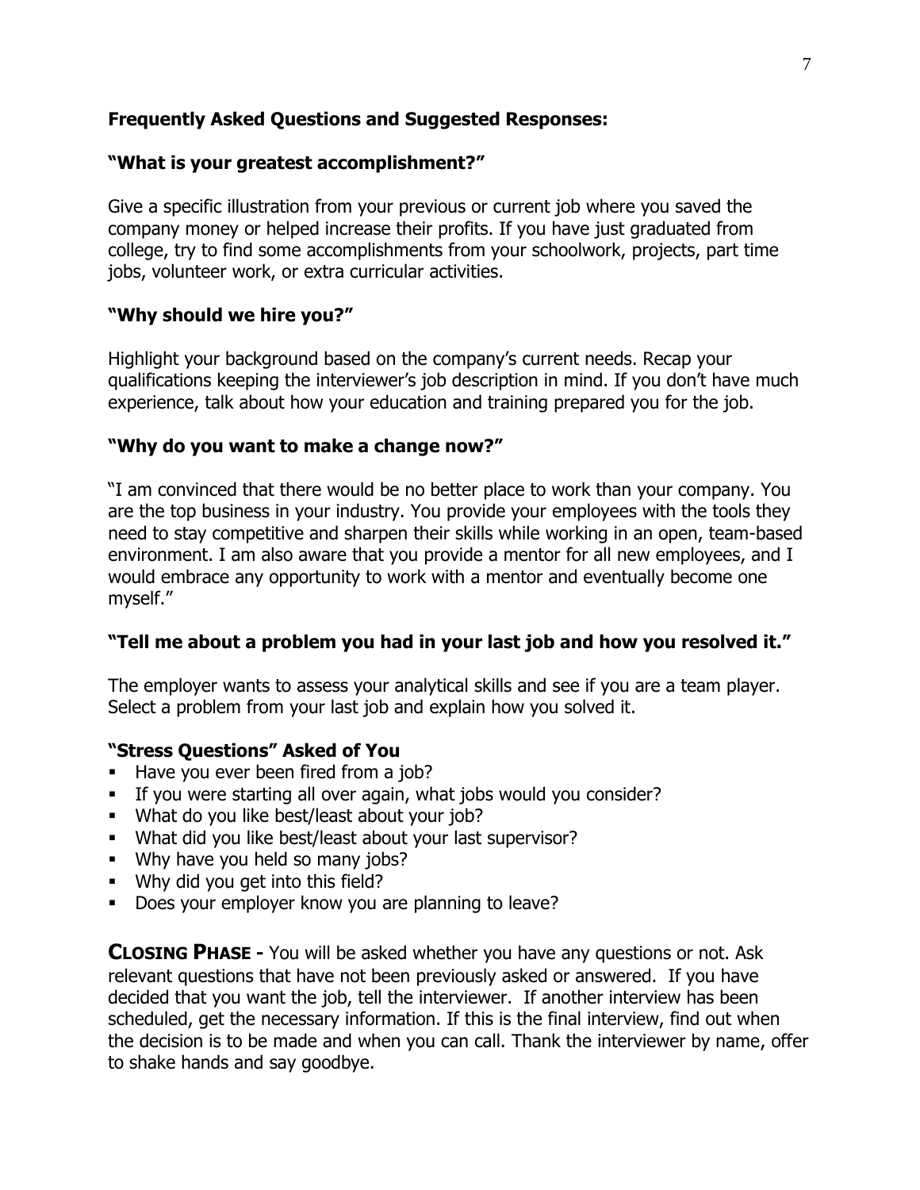## Frequently Asked Questions and Suggested Responses:

### "What is your greatest accomplishment?"

Give a specific illustration from your previous or current job where you saved the company money or helped increase their profits. If you have just graduated from college, try to find some accomplishments from your schoolwork, projects, part time jobs, volunteer work, or extra curricular activities.

### "Why should we hire you?"

Highlight your background based on the company's current needs. Recap your qualifications keeping the interviewer's job description in mind. If you don't have much experience, talk about how your education and training prepared you for the job.

### "Why do you want to make a change now?"

"I am convinced that there would be no better place to work than your company. You are the top business in your industry. You provide your employees with the tools they need to stay competitive and sharpen their skills while working in an open, team-based environment. I am also aware that you provide a mentor for all new employees, and I would embrace any opportunity to work with a mentor and eventually become one myself."

### "Tell me about a problem you had in your last job and how you resolved it."

The employer wants to assess your analytical skills and see if you are a team player. Select a problem from your last job and explain how you solved it.

### "Stress Questions" Asked of You

- Have you ever been fired from a job?
- If you were starting all over again, what jobs would you consider?
- What do you like best/least about your job?
- What did you like best/least about your last supervisor?
- Why have you held so many jobs?
- Why did you get into this field?
- Does your employer know you are planning to leave?

**CLOSING PHASE -** You will be asked whether you have any questions or not. Ask relevant questions that have not been previously asked or answered. If you have decided that you want the job, tell the interviewer. If another interview has been scheduled, get the necessary information. If this is the final interview, find out when the decision is to be made and when you can call. Thank the interviewer by name, offer to shake hands and say goodbye.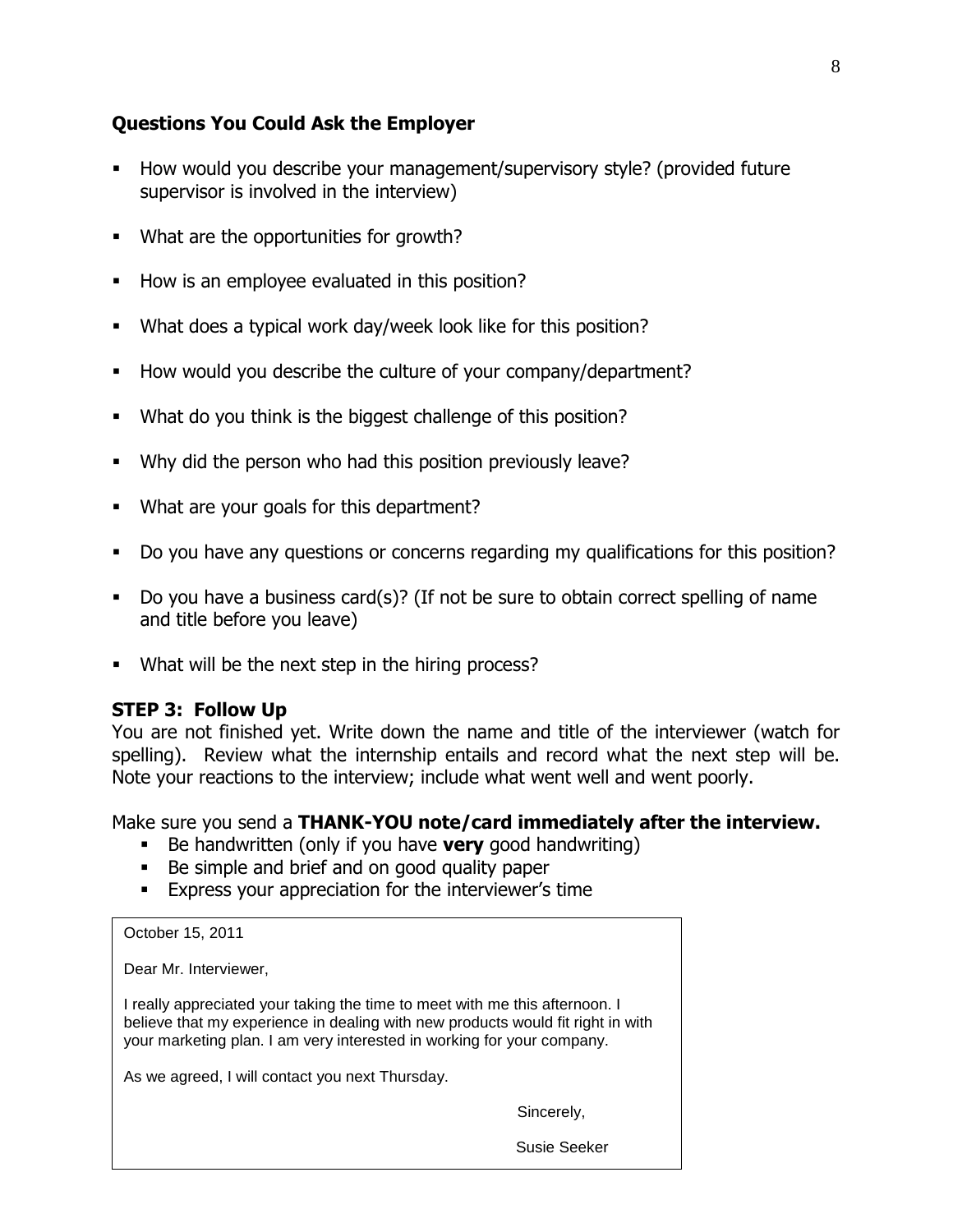### Questions You Could Ask the Employer

- How would you describe your management/supervisory style? (provided future supervisor is involved in the interview)
- What are the opportunities for growth?
- How is an employee evaluated in this position?
- What does a typical work day/week look like for this position?
- How would you describe the culture of your company/department?
- What do you think is the biggest challenge of this position?
- Why did the person who had this position previously leave?
- What are your goals for this department?
- Do you have any questions or concerns regarding my qualifications for this position?
- Do you have a business card(s)? (If not be sure to obtain correct spelling of name and title before you leave)
- What will be the next step in the hiring process?

### STEP 3: Follow Up

You are not finished yet. Write down the name and title of the interviewer (watch for spelling). Review what the internship entails and record what the next step will be. Note your reactions to the interview; include what went well and went poorly.

Make sure you send a **THANK-YOU note/card immediately after the interview.**

- Be handwritten (only if you have **very** good handwriting)
- Be simple and brief and on good quality paper
- Express your appreciation for the interviewer's time

> October 15, 2011
>
> Dear Mr. Interviewer,
>
> I really appreciated your taking the time to meet with me this afternoon. I believe that my experience in dealing with new products would fit right in with your marketing plan. I am very interested in working for your company.
>
> As we agreed, I will contact you next Thursday.
>
> Sincerely,
>
> Susie Seeker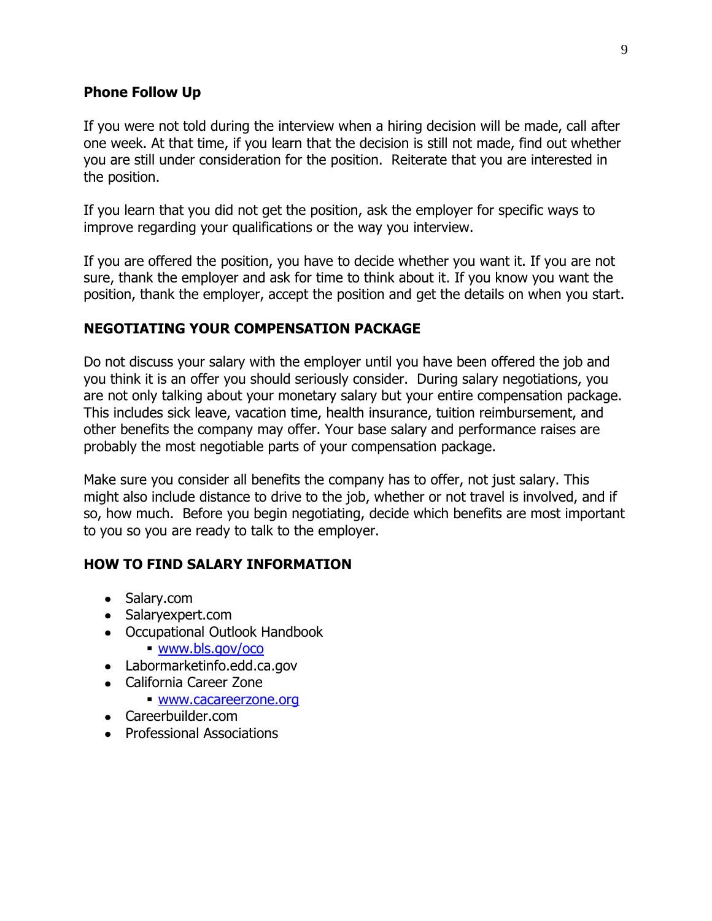### Phone Follow Up

If you were not told during the interview when a hiring decision will be made, call after one week. At that time, if you learn that the decision is still not made, find out whether you are still under consideration for the position. Reiterate that you are interested in the position.

If you learn that you did not get the position, ask the employer for specific ways to improve regarding your qualifications or the way you interview.

If you are offered the position, you have to decide whether you want it. If you are not sure, thank the employer and ask for time to think about it. If you know you want the position, thank the employer, accept the position and get the details on when you start.

## NEGOTIATING YOUR COMPENSATION PACKAGE

Do not discuss your salary with the employer until you have been offered the job and you think it is an offer you should seriously consider. During salary negotiations, you are not only talking about your monetary salary but your entire compensation package. This includes sick leave, vacation time, health insurance, tuition reimbursement, and other benefits the company may offer. Your base salary and performance raises are probably the most negotiable parts of your compensation package.

Make sure you consider all benefits the company has to offer, not just salary. This might also include distance to drive to the job, whether or not travel is involved, and if so, how much. Before you begin negotiating, decide which benefits are most important to you so you are ready to talk to the employer.

## HOW TO FIND SALARY INFORMATION

- Salary.com
- Salaryexpert.com
- Occupational Outlook Handbook
  - www.bls.gov/oco
- Labormarketinfo.edd.ca.gov
- California Career Zone
  - www.cacareerzone.org
- Careerbuilder.com
- Professional Associations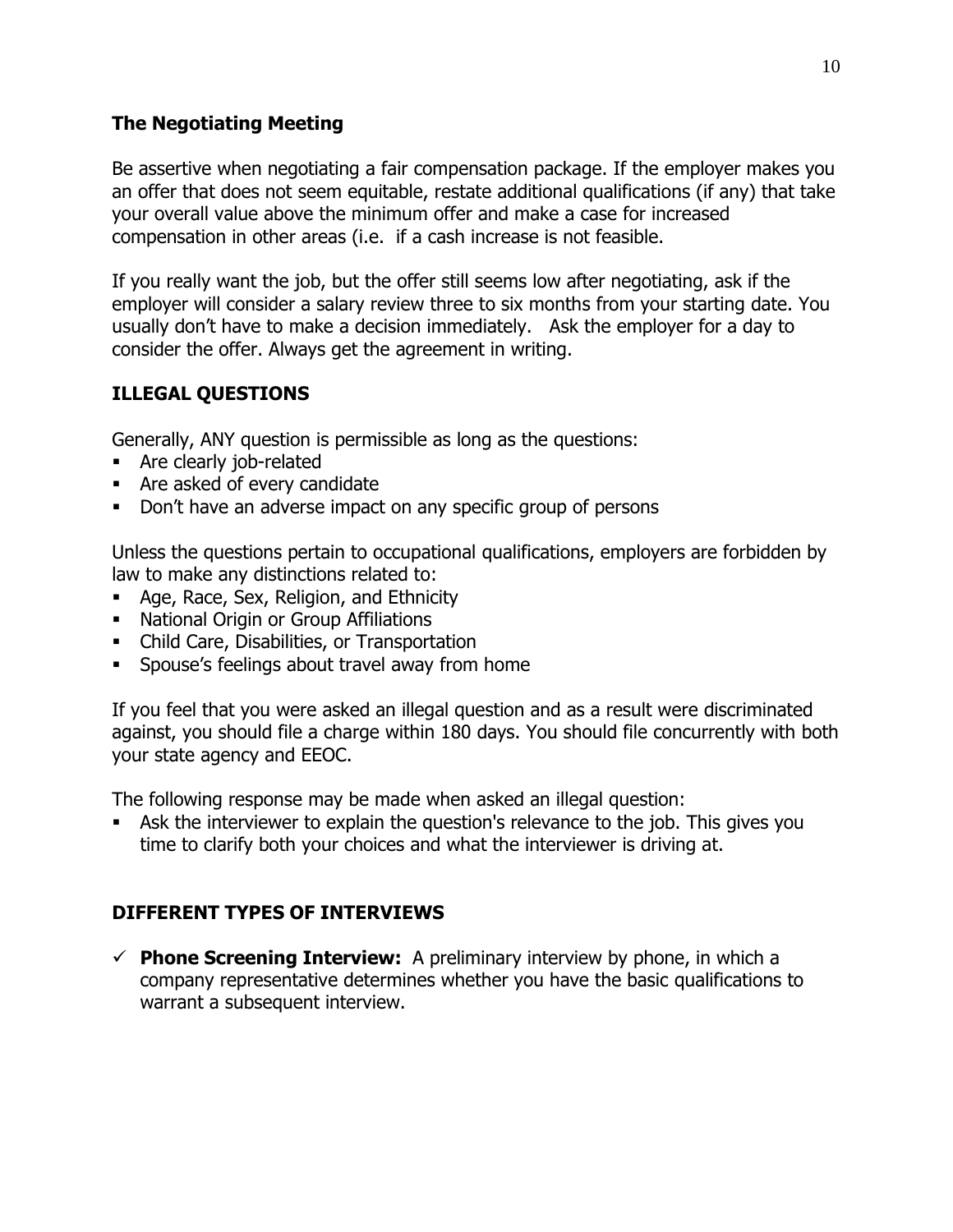### The Negotiating Meeting

Be assertive when negotiating a fair compensation package. If the employer makes you an offer that does not seem equitable, restate additional qualifications (if any) that take your overall value above the minimum offer and make a case for increased compensation in other areas (i.e. if a cash increase is not feasible.

If you really want the job, but the offer still seems low after negotiating, ask if the employer will consider a salary review three to six months from your starting date. You usually don't have to make a decision immediately. Ask the employer for a day to consider the offer. Always get the agreement in writing.

## ILLEGAL QUESTIONS

Generally, ANY question is permissible as long as the questions:

- Are clearly job-related
- Are asked of every candidate
- Don't have an adverse impact on any specific group of persons

Unless the questions pertain to occupational qualifications, employers are forbidden by law to make any distinctions related to:

- Age, Race, Sex, Religion, and Ethnicity
- National Origin or Group Affiliations
- Child Care, Disabilities, or Transportation
- Spouse's feelings about travel away from home

If you feel that you were asked an illegal question and as a result were discriminated against, you should file a charge within 180 days. You should file concurrently with both your state agency and EEOC.

The following response may be made when asked an illegal question:

- Ask the interviewer to explain the question's relevance to the job. This gives you time to clarify both your choices and what the interviewer is driving at.

## DIFFERENT TYPES OF INTERVIEWS

- ✓ **Phone Screening Interview:** A preliminary interview by phone, in which a company representative determines whether you have the basic qualifications to warrant a subsequent interview.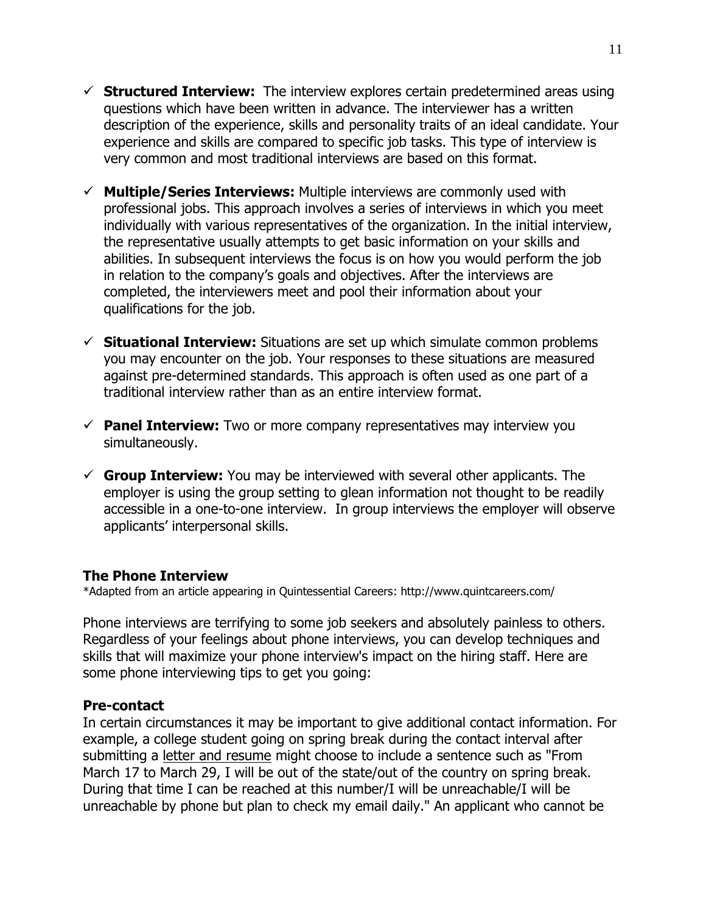- ✓ **Structured Interview:** The interview explores certain predetermined areas using questions which have been written in advance. The interviewer has a written description of the experience, skills and personality traits of an ideal candidate. Your experience and skills are compared to specific job tasks. This type of interview is very common and most traditional interviews are based on this format.

- ✓ **Multiple/Series Interviews:** Multiple interviews are commonly used with professional jobs. This approach involves a series of interviews in which you meet individually with various representatives of the organization. In the initial interview, the representative usually attempts to get basic information on your skills and abilities. In subsequent interviews the focus is on how you would perform the job in relation to the company's goals and objectives. After the interviews are completed, the interviewers meet and pool their information about your qualifications for the job.

- ✓ **Situational Interview:** Situations are set up which simulate common problems you may encounter on the job. Your responses to these situations are measured against pre-determined standards. This approach is often used as one part of a traditional interview rather than as an entire interview format.

- ✓ **Panel Interview:** Two or more company representatives may interview you simultaneously.

- ✓ **Group Interview:** You may be interviewed with several other applicants. The employer is using the group setting to glean information not thought to be readily accessible in a one-to-one interview. In group interviews the employer will observe applicants' interpersonal skills.

### The Phone Interview

*Adapted from an article appearing in Quintessential Careers: http://www.quintcareers.com/

Phone interviews are terrifying to some job seekers and absolutely painless to others. Regardless of your feelings about phone interviews, you can develop techniques and skills that will maximize your phone interview's impact on the hiring staff. Here are some phone interviewing tips to get you going:

### Pre-contact

In certain circumstances it may be important to give additional contact information. For example, a college student going on spring break during the contact interval after submitting a letter and resume might choose to include a sentence such as "From March 17 to March 29, I will be out of the state/out of the country on spring break. During that time I can be reached at this number/I will be unreachable/I will be unreachable by phone but plan to check my email daily." An applicant who cannot be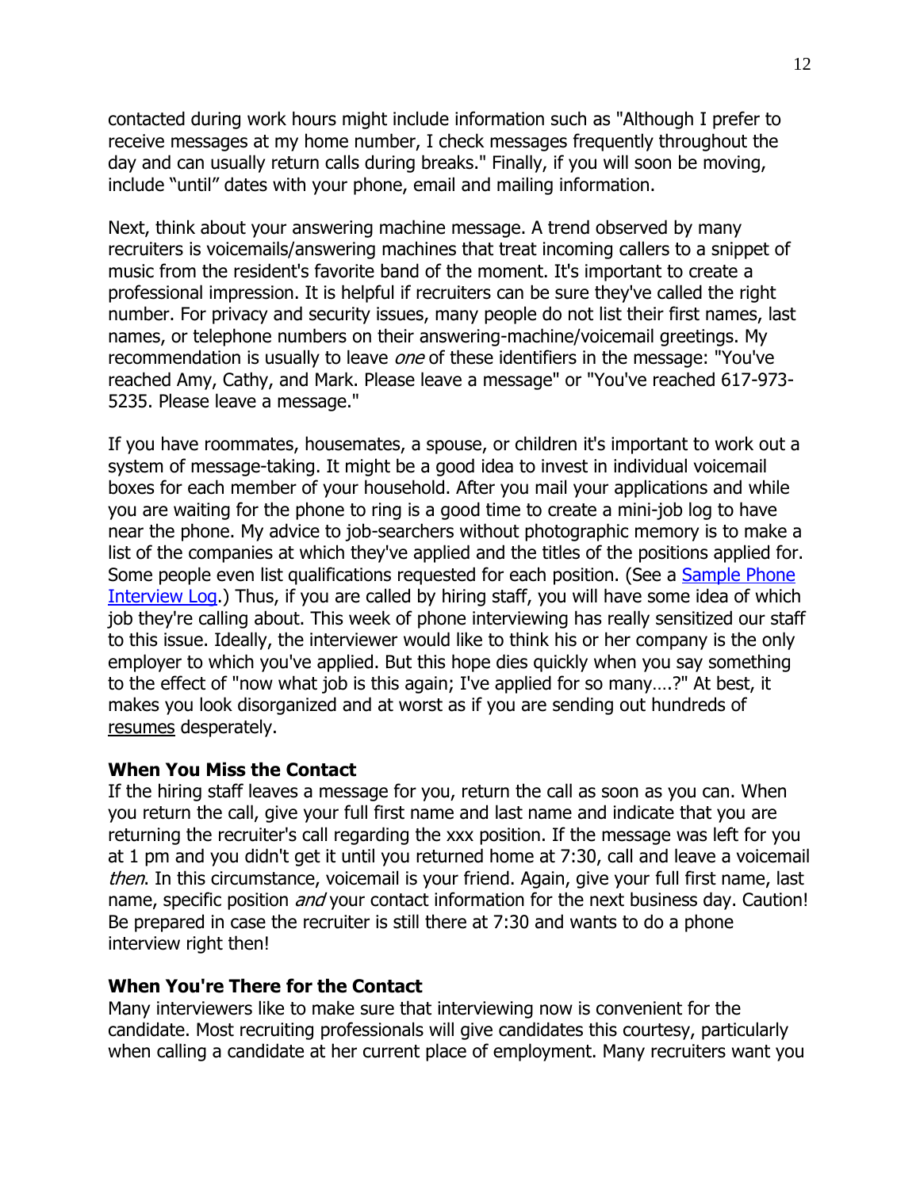contacted during work hours might include information such as "Although I prefer to receive messages at my home number, I check messages frequently throughout the day and can usually return calls during breaks." Finally, if you will soon be moving, include "until" dates with your phone, email and mailing information.

Next, think about your answering machine message. A trend observed by many recruiters is voicemails/answering machines that treat incoming callers to a snippet of music from the resident's favorite band of the moment. It's important to create a professional impression. It is helpful if recruiters can be sure they've called the right number. For privacy and security issues, many people do not list their first names, last names, or telephone numbers on their answering-machine/voicemail greetings. My recommendation is usually to leave *one* of these identifiers in the message: "You've reached Amy, Cathy, and Mark. Please leave a message" or "You've reached 617-973-5235. Please leave a message."

If you have roommates, housemates, a spouse, or children it's important to work out a system of message-taking. It might be a good idea to invest in individual voicemail boxes for each member of your household. After you mail your applications and while you are waiting for the phone to ring is a good time to create a mini-job log to have near the phone. My advice to job-searchers without photographic memory is to make a list of the companies at which they've applied and the titles of the positions applied for. Some people even list qualifications requested for each position. (See a Sample Phone Interview Log.) Thus, if you are called by hiring staff, you will have some idea of which job they're calling about. This week of phone interviewing has really sensitized our staff to this issue. Ideally, the interviewer would like to think his or her company is the only employer to which you've applied. But this hope dies quickly when you say something to the effect of "now what job is this again; I've applied for so many….?" At best, it makes you look disorganized and at worst as if you are sending out hundreds of resumes desperately.

### When You Miss the Contact

If the hiring staff leaves a message for you, return the call as soon as you can. When you return the call, give your full first name and last name and indicate that you are returning the recruiter's call regarding the xxx position. If the message was left for you at 1 pm and you didn't get it until you returned home at 7:30, call and leave a voicemail *then*. In this circumstance, voicemail is your friend. Again, give your full first name, last name, specific position *and* your contact information for the next business day. Caution! Be prepared in case the recruiter is still there at 7:30 and wants to do a phone interview right then!

### When You're There for the Contact

Many interviewers like to make sure that interviewing now is convenient for the candidate. Most recruiting professionals will give candidates this courtesy, particularly when calling a candidate at her current place of employment. Many recruiters want you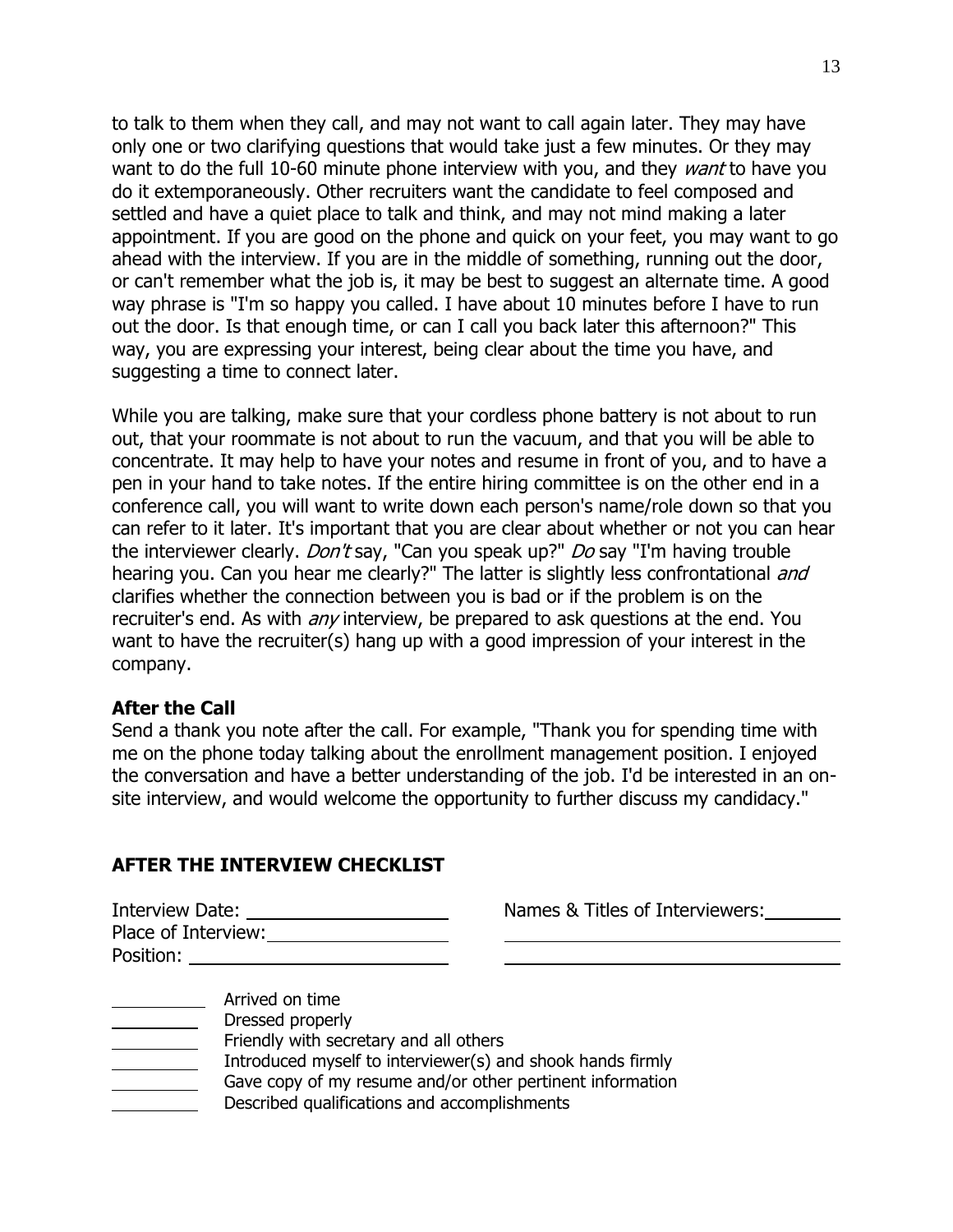to talk to them when they call, and may not want to call again later. They may have only one or two clarifying questions that would take just a few minutes. Or they may want to do the full 10-60 minute phone interview with you, and they *want* to have you do it extemporaneously. Other recruiters want the candidate to feel composed and settled and have a quiet place to talk and think, and may not mind making a later appointment. If you are good on the phone and quick on your feet, you may want to go ahead with the interview. If you are in the middle of something, running out the door, or can't remember what the job is, it may be best to suggest an alternate time. A good way phrase is "I'm so happy you called. I have about 10 minutes before I have to run out the door. Is that enough time, or can I call you back later this afternoon?" This way, you are expressing your interest, being clear about the time you have, and suggesting a time to connect later.

While you are talking, make sure that your cordless phone battery is not about to run out, that your roommate is not about to run the vacuum, and that you will be able to concentrate. It may help to have your notes and resume in front of you, and to have a pen in your hand to take notes. If the entire hiring committee is on the other end in a conference call, you will want to write down each person's name/role down so that you can refer to it later. It's important that you are clear about whether or not you can hear the interviewer clearly. *Don't* say, "Can you speak up?" *Do* say "I'm having trouble hearing you. Can you hear me clearly?" The latter is slightly less confrontational *and* clarifies whether the connection between you is bad or if the problem is on the recruiter's end. As with *any* interview, be prepared to ask questions at the end. You want to have the recruiter(s) hang up with a good impression of your interest in the company.

**After the Call**

Send a thank you note after the call. For example, "Thank you for spending time with me on the phone today talking about the enrollment management position. I enjoyed the conversation and have a better understanding of the job. I'd be interested in an on-site interview, and would welcome the opportunity to further discuss my candidacy."

## AFTER THE INTERVIEW CHECKLIST

Interview Date: ____________________ Names & Titles of Interviewers: ________

Place of Interview: __________________ ______________________________

Position: __________________________ ______________________________

_________ Arrived on time

_________ Dressed properly

_________ Friendly with secretary and all others

_________ Introduced myself to interviewer(s) and shook hands firmly

_________ Gave copy of my resume and/or other pertinent information

_________ Described qualifications and accomplishments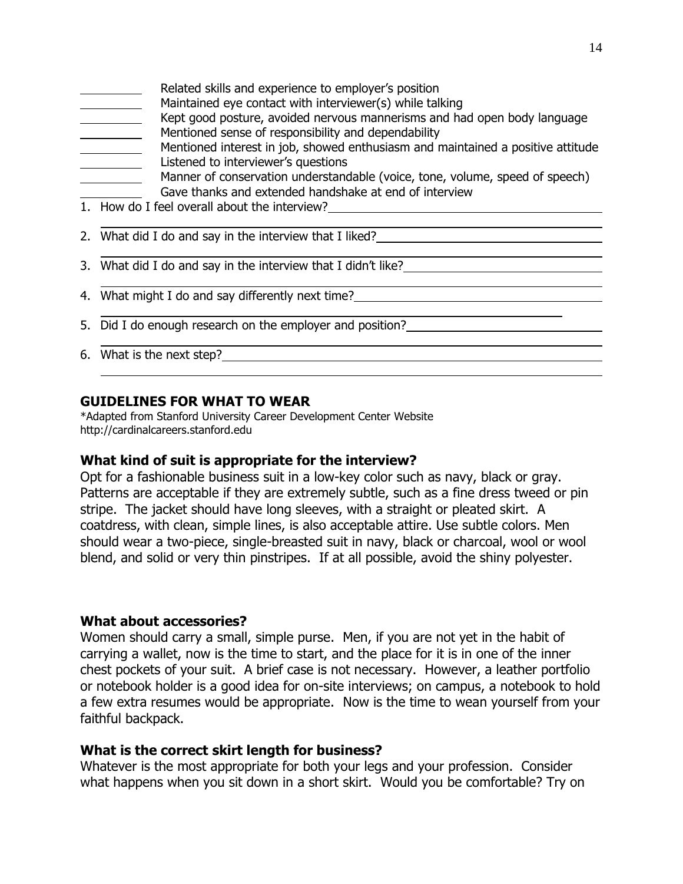_____ Related skills and experience to employer's position

_____ Maintained eye contact with interviewer(s) while talking

_____ Kept good posture, avoided nervous mannerisms and had open body language

_____ Mentioned sense of responsibility and dependability

_____ Mentioned interest in job, showed enthusiasm and maintained a positive attitude

_____ Listened to interviewer's questions

_____ Manner of conservation understandable (voice, tone, volume, speed of speech)

_____ Gave thanks and extended handshake at end of interview

1. How do I feel overall about the interview?_____________________________________
_____________________________________________________________________
2. What did I do and say in the interview that I liked?______________________________
_____________________________________________________________________
3. What did I do and say in the interview that I didn't like?__________________________
_____________________________________________________________________
4. What might I do and say differently next time?_________________________________
_____________________________________________________________________
5. Did I do enough research on the employer and position?__________________________
_____________________________________________________________________
6. What is the next step?____________________________________________________
_____________________________________________________________________

## GUIDELINES FOR WHAT TO WEAR

*Adapted from Stanford University Career Development Center Website
http://cardinalcareers.stanford.edu

### What kind of suit is appropriate for the interview?

Opt for a fashionable business suit in a low-key color such as navy, black or gray. Patterns are acceptable if they are extremely subtle, such as a fine dress tweed or pin stripe. The jacket should have long sleeves, with a straight or pleated skirt. A coatdress, with clean, simple lines, is also acceptable attire. Use subtle colors. Men should wear a two-piece, single-breasted suit in navy, black or charcoal, wool or wool blend, and solid or very thin pinstripes. If at all possible, avoid the shiny polyester.

### What about accessories?

Women should carry a small, simple purse. Men, if you are not yet in the habit of carrying a wallet, now is the time to start, and the place for it is in one of the inner chest pockets of your suit. A brief case is not necessary. However, a leather portfolio or notebook holder is a good idea for on-site interviews; on campus, a notebook to hold a few extra resumes would be appropriate. Now is the time to wean yourself from your faithful backpack.

### What is the correct skirt length for business?

Whatever is the most appropriate for both your legs and your profession. Consider what happens when you sit down in a short skirt. Would you be comfortable? Try on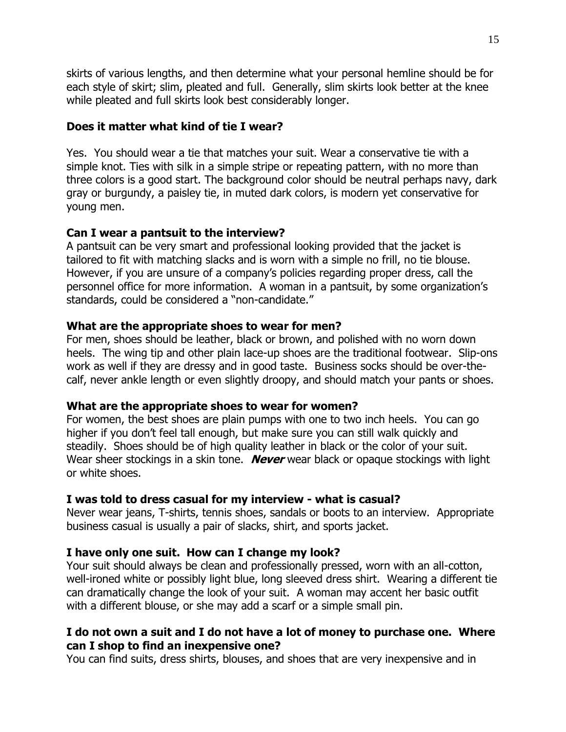skirts of various lengths, and then determine what your personal hemline should be for each style of skirt; slim, pleated and full. Generally, slim skirts look better at the knee while pleated and full skirts look best considerably longer.

**Does it matter what kind of tie I wear?**

Yes. You should wear a tie that matches your suit. Wear a conservative tie with a simple knot. Ties with silk in a simple stripe or repeating pattern, with no more than three colors is a good start. The background color should be neutral perhaps navy, dark gray or burgundy, a paisley tie, in muted dark colors, is modern yet conservative for young men.

**Can I wear a pantsuit to the interview?**

A pantsuit can be very smart and professional looking provided that the jacket is tailored to fit with matching slacks and is worn with a simple no frill, no tie blouse. However, if you are unsure of a company's policies regarding proper dress, call the personnel office for more information. A woman in a pantsuit, by some organization's standards, could be considered a "non-candidate."

**What are the appropriate shoes to wear for men?**

For men, shoes should be leather, black or brown, and polished with no worn down heels. The wing tip and other plain lace-up shoes are the traditional footwear. Slip-ons work as well if they are dressy and in good taste. Business socks should be over-the-calf, never ankle length or even slightly droopy, and should match your pants or shoes.

**What are the appropriate shoes to wear for women?**

For women, the best shoes are plain pumps with one to two inch heels. You can go higher if you don't feel tall enough, but make sure you can still walk quickly and steadily. Shoes should be of high quality leather in black or the color of your suit. Wear sheer stockings in a skin tone. ***Never*** wear black or opaque stockings with light or white shoes.

**I was told to dress casual for my interview - what is casual?**

Never wear jeans, T-shirts, tennis shoes, sandals or boots to an interview. Appropriate business casual is usually a pair of slacks, shirt, and sports jacket.

**I have only one suit. How can I change my look?**

Your suit should always be clean and professionally pressed, worn with an all-cotton, well-ironed white or possibly light blue, long sleeved dress shirt. Wearing a different tie can dramatically change the look of your suit. A woman may accent her basic outfit with a different blouse, or she may add a scarf or a simple small pin.

**I do not own a suit and I do not have a lot of money to purchase one. Where can I shop to find an inexpensive one?**

You can find suits, dress shirts, blouses, and shoes that are very inexpensive and in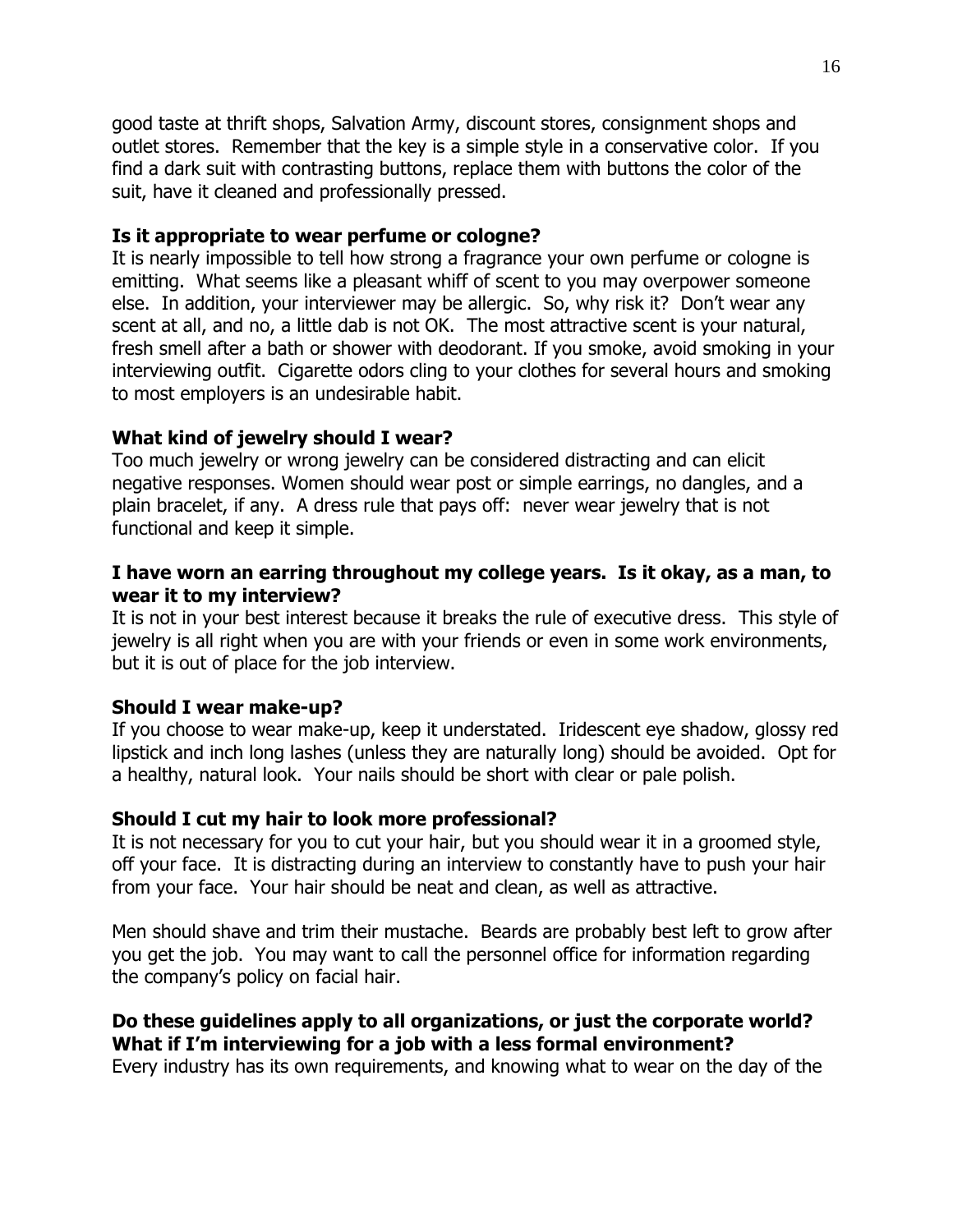good taste at thrift shops, Salvation Army, discount stores, consignment shops and outlet stores. Remember that the key is a simple style in a conservative color. If you find a dark suit with contrasting buttons, replace them with buttons the color of the suit, have it cleaned and professionally pressed.

**Is it appropriate to wear perfume or cologne?**
It is nearly impossible to tell how strong a fragrance your own perfume or cologne is emitting. What seems like a pleasant whiff of scent to you may overpower someone else. In addition, your interviewer may be allergic. So, why risk it? Don't wear any scent at all, and no, a little dab is not OK. The most attractive scent is your natural, fresh smell after a bath or shower with deodorant. If you smoke, avoid smoking in your interviewing outfit. Cigarette odors cling to your clothes for several hours and smoking to most employers is an undesirable habit.

**What kind of jewelry should I wear?**
Too much jewelry or wrong jewelry can be considered distracting and can elicit negative responses. Women should wear post or simple earrings, no dangles, and a plain bracelet, if any. A dress rule that pays off: never wear jewelry that is not functional and keep it simple.

**I have worn an earring throughout my college years. Is it okay, as a man, to wear it to my interview?**
It is not in your best interest because it breaks the rule of executive dress. This style of jewelry is all right when you are with your friends or even in some work environments, but it is out of place for the job interview.

**Should I wear make-up?**
If you choose to wear make-up, keep it understated. Iridescent eye shadow, glossy red lipstick and inch long lashes (unless they are naturally long) should be avoided. Opt for a healthy, natural look. Your nails should be short with clear or pale polish.

**Should I cut my hair to look more professional?**
It is not necessary for you to cut your hair, but you should wear it in a groomed style, off your face. It is distracting during an interview to constantly have to push your hair from your face. Your hair should be neat and clean, as well as attractive.

Men should shave and trim their mustache. Beards are probably best left to grow after you get the job. You may want to call the personnel office for information regarding the company's policy on facial hair.

**Do these guidelines apply to all organizations, or just the corporate world? What if I'm interviewing for a job with a less formal environment?**
Every industry has its own requirements, and knowing what to wear on the day of the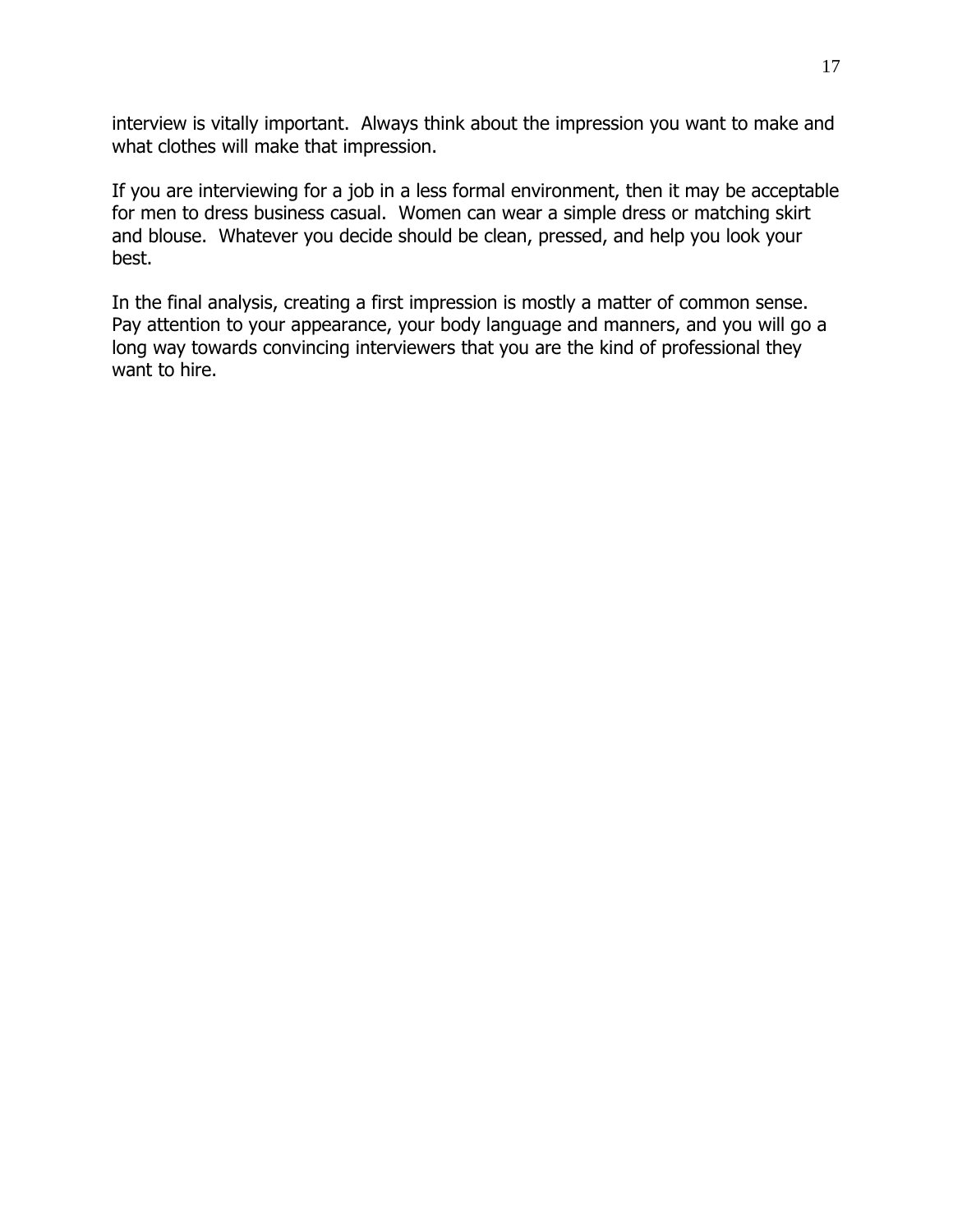interview is vitally important. Always think about the impression you want to make and what clothes will make that impression.

If you are interviewing for a job in a less formal environment, then it may be acceptable for men to dress business casual. Women can wear a simple dress or matching skirt and blouse. Whatever you decide should be clean, pressed, and help you look your best.

In the final analysis, creating a first impression is mostly a matter of common sense. Pay attention to your appearance, your body language and manners, and you will go a long way towards convincing interviewers that you are the kind of professional they want to hire.